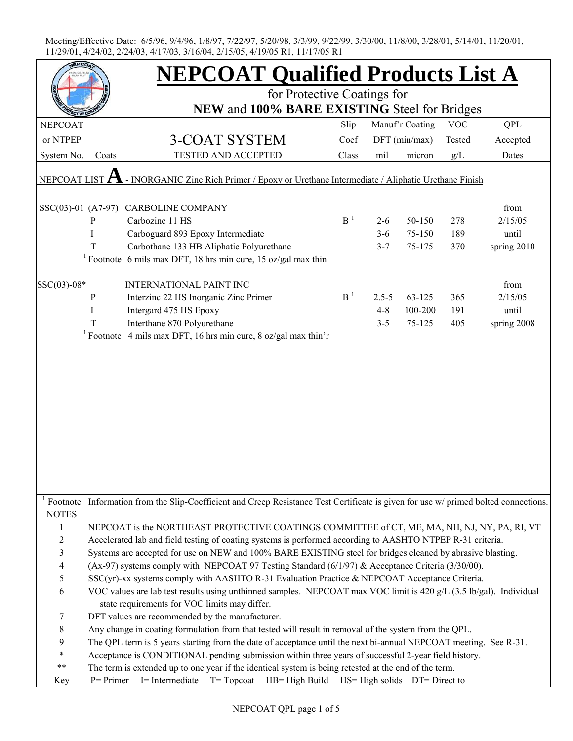Meeting/Effective Date: 6/5/96, 9/4/96, 1/8/97, 7/22/97, 5/20/98, 3/3/99, 9/22/99, 3/30/00, 11/8/00, 3/28/01, 5/14/01, 11/20/01, 11/29/01, 4/24/02, 2/24/03, 4/17/03, 3/16/04, 2/15/05, 4/19/05 R1, 11/17/05 R1

# NEPCOAT Qualified Products List A

for Protective Coatings for

**NEW** and **100% BARE EXISTING** Steel for Bridges

| NEPCOAT or NTPEP System No. | Coats | 3-COAT SYSTEM TESTED AND ACCEPTED | Slip Coef Class | Manuf'r Coating DFT (min/max) mil | micron | VOC Tested g/L | QPL Accepted Dates |
|---|---|---|---|---|---|---|---|
| NEPCOAT LIST **A** - INORGANIC Zinc Rich Primer / Epoxy or Urethane Intermediate / Aliphatic Urethane Finish | | | | | | | |
| SSC(03)-01 (A7-97) | | CARBOLINE COMPANY | | | | | from |
| | P | Carbozinc 11 HS | B [1] | 2-6 | 50-150 | 278 | 2/15/05 |
| | I | Carboguard 893 Epoxy Intermediate | | 3-6 | 75-150 | 189 | until |
| | T | Carbothane 133 HB Aliphatic Polyurethane | | 3-7 | 75-175 | 370 | spring 2010 |
| | [1] Footnote | 6 mils max DFT, 18 hrs min cure, 15 oz/gal max thin | | | | | |
| SSC(03)-08* | | INTERNATIONAL PAINT INC | | | | | from |
| | P | Interzinc 22 HS Inorganic Zinc Primer | B [1] | 2.5-5 | 63-125 | 365 | 2/15/05 |
| | I | Intergard 475 HS Epoxy | | 4-8 | 100-200 | 191 | until |
| | T | Interthane 870 Polyurethane | | 3-5 | 75-125 | 405 | spring 2008 |
| | [1] Footnote | 4 mils max DFT, 16 hrs min cure, 8 oz/gal max thin'r | | | | | |

[1] Footnote Information from the Slip-Coefficient and Creep Resistance Test Certificate is given for use w/ primed bolted connections.

NOTES

1. NEPCOAT is the NORTHEAST PROTECTIVE COATINGS COMMITTEE of CT, ME, MA, NH, NJ, NY, PA, RI, VT
2. Accelerated lab and field testing of coating systems is performed according to AASHTO NTPEP R-31 criteria.
3. Systems are accepted for use on NEW and 100% BARE EXISTING steel for bridges cleaned by abrasive blasting.
4. (Ax-97) systems comply with NEPCOAT 97 Testing Standard (6/1/97) & Acceptance Criteria (3/30/00).
5. SSC(yr)-xx systems comply with AASHTO R-31 Evaluation Practice & NEPCOAT Acceptance Criteria.
6. VOC values are lab test results using unthinned samples. NEPCOAT max VOC limit is 420 g/L (3.5 lb/gal). Individual state requirements for VOC limits may differ.
7. DFT values are recommended by the manufacturer.
8. Any change in coating formulation from that tested will result in removal of the system from the QPL.
9. The QPL term is 5 years starting from the date of acceptance until the next bi-annual NEPCOAT meeting. See R-31.

\* Acceptance is CONDITIONAL pending submission within three years of successful 2-year field history.

\*\* The term is extended up to one year if the identical system is being retested at the end of the term.

Key: P= Primer  I= Intermediate  T= Topcoat  HB= High Build  HS= High solids  DT= Direct to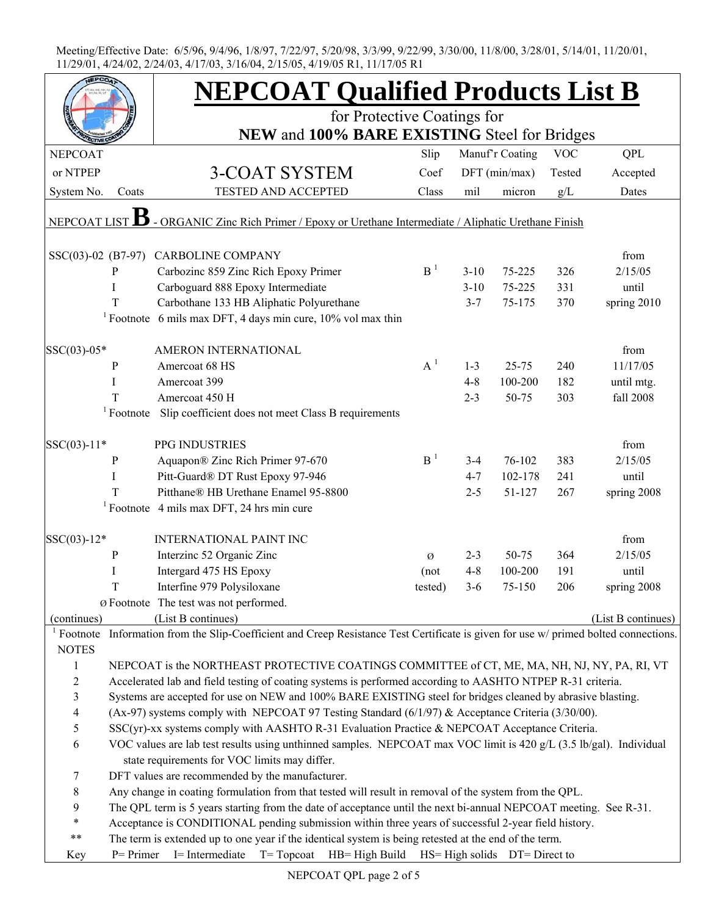Meeting/Effective Date: 6/5/96, 9/4/96, 1/8/97, 7/22/97, 5/20/98, 3/3/99, 9/22/99, 3/30/00, 11/8/00, 3/28/01, 5/14/01, 11/20/01, 11/29/01, 4/24/02, 2/24/03, 4/17/03, 3/16/04, 2/15/05, 4/19/05 R1, 11/17/05 R1

# NEPCOAT Qualified Products List B

for Protective Coatings for

**NEW** and **100% BARE EXISTING** Steel for Bridges

| NEPCOAT or NTPEP System No. | Coats | 3-COAT SYSTEM TESTED AND ACCEPTED | Slip Coef Class | Manuf'r Coating DFT (min/max) mil | micron | VOC Tested g/L | QPL Accepted Dates |
|---|---|---|---|---|---|---|---|
| NEPCOAT LIST **B** - ORGANIC Zinc Rich Primer / Epoxy or Urethane Intermediate / Aliphatic Urethane Finish | | | | | | | |
| SSC(03)-02 (B7-97) | | CARBOLINE COMPANY | | | | | from |
| | P | Carbozinc 859 Zinc Rich Epoxy Primer | B [1] | 3-10 | 75-225 | 326 | 2/15/05 |
| | I | Carboguard 888 Epoxy Intermediate | | 3-10 | 75-225 | 331 | until |
| | T | Carbothane 133 HB Aliphatic Polyurethane | | 3-7 | 75-175 | 370 | spring 2010 |
| | [1] Footnote | 6 mils max DFT, 4 days min cure, 10% vol max thin | | | | | |
| SSC(03)-05* | | AMERON INTERNATIONAL | | | | | from |
| | P | Amercoat 68 HS | A [1] | 1-3 | 25-75 | 240 | 11/17/05 |
| | I | Amercoat 399 | | 4-8 | 100-200 | 182 | until mtg. |
| | T | Amercoat 450 H | | 2-3 | 50-75 | 303 | fall 2008 |
| | [1] Footnote | Slip coefficient does not meet Class B requirements | | | | | |
| SSC(03)-11* | | PPG INDUSTRIES | | | | | from |
| | P | Aquapon® Zinc Rich Primer 97-670 | B [1] | 3-4 | 76-102 | 383 | 2/15/05 |
| | I | Pitt-Guard® DT Rust Epoxy 97-946 | | 4-7 | 102-178 | 241 | until |
| | T | Pitthane® HB Urethane Enamel 95-8800 | | 2-5 | 51-127 | 267 | spring 2008 |
| | [1] Footnote | 4 mils max DFT, 24 hrs min cure | | | | | |
| SSC(03)-12* | | INTERNATIONAL PAINT INC | | | | | from |
| | P | Interzinc 52 Organic Zinc | ø | 2-3 | 50-75 | 364 | 2/15/05 |
| | I | Intergard 475 HS Epoxy | (not | 4-8 | 100-200 | 191 | until |
| | T | Interfine 979 Polysiloxane | tested) | 3-6 | 75-150 | 206 | spring 2008 |
| | ø Footnote | The test was not performed. | | | | | |
| (continues) | | (List B continues) | | | | | (List B continues) |

[1] Footnote Information from the Slip-Coefficient and Creep Resistance Test Certificate is given for use w/ primed bolted connections.

NOTES

1. NEPCOAT is the NORTHEAST PROTECTIVE COATINGS COMMITTEE of CT, ME, MA, NH, NJ, NY, PA, RI, VT
2. Accelerated lab and field testing of coating systems is performed according to AASHTO NTPEP R-31 criteria.
3. Systems are accepted for use on NEW and 100% BARE EXISTING steel for bridges cleaned by abrasive blasting.
4. (Ax-97) systems comply with NEPCOAT 97 Testing Standard (6/1/97) & Acceptance Criteria (3/30/00).
5. SSC(yr)-xx systems comply with AASHTO R-31 Evaluation Practice & NEPCOAT Acceptance Criteria.
6. VOC values are lab test results using unthinned samples. NEPCOAT max VOC limit is 420 g/L (3.5 lb/gal). Individual state requirements for VOC limits may differ.
7. DFT values are recommended by the manufacturer.
8. Any change in coating formulation from that tested will result in removal of the system from the QPL.
9. The QPL term is 5 years starting from the date of acceptance until the next bi-annual NEPCOAT meeting. See R-31.

\* Acceptance is CONDITIONAL pending submission within three years of successful 2-year field history.

\*\* The term is extended up to one year if the identical system is being retested at the end of the term.

Key P= Primer I= Intermediate T= Topcoat HB= High Build HS= High solids DT= Direct to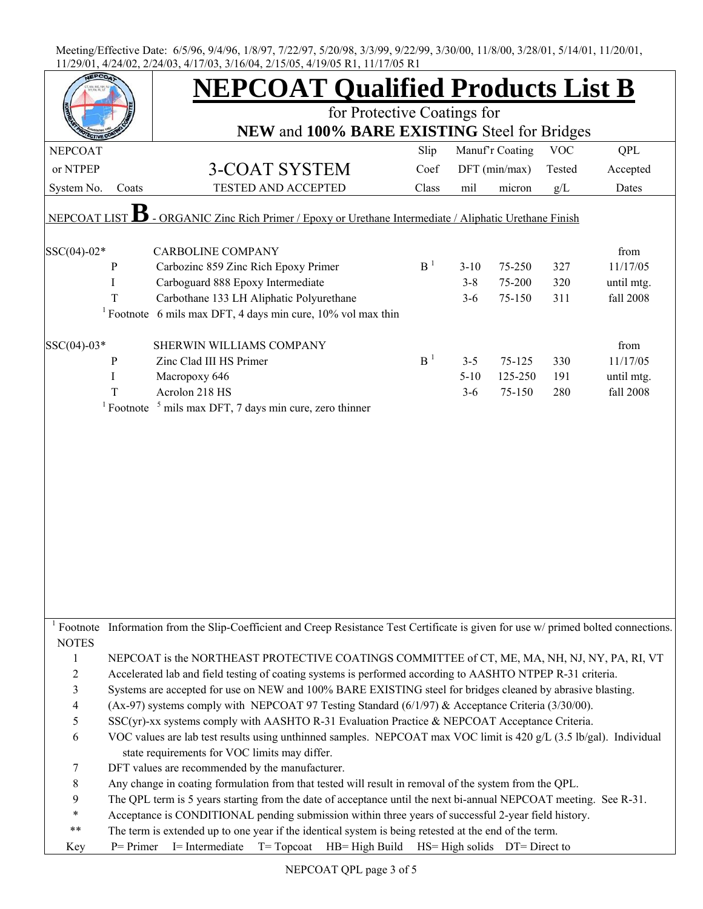Meeting/Effective Date: 6/5/96, 9/4/96, 1/8/97, 7/22/97, 5/20/98, 3/3/99, 9/22/99, 3/30/00, 11/8/00, 3/28/01, 5/14/01, 11/20/01, 11/29/01, 4/24/02, 2/24/03, 4/17/03, 3/16/04, 2/15/05, 4/19/05 R1, 11/17/05 R1

# NEPCOAT Qualified Products List B

for Protective Coatings for

**NEW** and **100% BARE EXISTING** Steel for Bridges

| NEPCOAT or NTPEP System No. | Coats | 3-COAT SYSTEM TESTED AND ACCEPTED | Slip Coef Class | Manuf'r Coating DFT (min/max) mil | micron | VOC Tested g/L | QPL Accepted Dates |
|---|---|---|---|---|---|---|---|
| NEPCOAT LIST **B** - ORGANIC Zinc Rich Primer / Epoxy or Urethane Intermediate / Aliphatic Urethane Finish | | | | | | | |
| SSC(04)-02* | | CARBOLINE COMPANY | | | | | from |
| | P | Carbozinc 859 Zinc Rich Epoxy Primer | B [1] | 3-10 | 75-250 | 327 | 11/17/05 |
| | I | Carboguard 888 Epoxy Intermediate | | 3-8 | 75-200 | 320 | until mtg. |
| | T | Carbothane 133 LH Aliphatic Polyurethane | | 3-6 | 75-150 | 311 | fall 2008 |
| | [1] Footnote | 6 mils max DFT, 4 days min cure, 10% vol max thin | | | | | |
| SSC(04)-03* | | SHERWIN WILLIAMS COMPANY | | | | | from |
| | P | Zinc Clad III HS Primer | B [1] | 3-5 | 75-125 | 330 | 11/17/05 |
| | I | Macropoxy 646 | | 5-10 | 125-250 | 191 | until mtg. |
| | T | Acrolon 218 HS | | 3-6 | 75-150 | 280 | fall 2008 |
| | [1] Footnote | [5] mils max DFT, 7 days min cure, zero thinner | | | | | |

[1] Footnote Information from the Slip-Coefficient and Creep Resistance Test Certificate is given for use w/ primed bolted connections.

NOTES

1. NEPCOAT is the NORTHEAST PROTECTIVE COATINGS COMMITTEE of CT, ME, MA, NH, NJ, NY, PA, RI, VT
2. Accelerated lab and field testing of coating systems is performed according to AASHTO NTPEP R-31 criteria.
3. Systems are accepted for use on NEW and 100% BARE EXISTING steel for bridges cleaned by abrasive blasting.
4. (Ax-97) systems comply with NEPCOAT 97 Testing Standard (6/1/97) & Acceptance Criteria (3/30/00).
5. SSC(yr)-xx systems comply with AASHTO R-31 Evaluation Practice & NEPCOAT Acceptance Criteria.
6. VOC values are lab test results using unthinned samples. NEPCOAT max VOC limit is 420 g/L (3.5 lb/gal). Individual state requirements for VOC limits may differ.
7. DFT values are recommended by the manufacturer.
8. Any change in coating formulation from that tested will result in removal of the system from the QPL.
9. The QPL term is 5 years starting from the date of acceptance until the next bi-annual NEPCOAT meeting. See R-31.

\* Acceptance is CONDITIONAL pending submission within three years of successful 2-year field history.

\*\* The term is extended up to one year if the identical system is being retested at the end of the term.

Key P= Primer I= Intermediate T= Topcoat HB= High Build HS= High solids DT= Direct to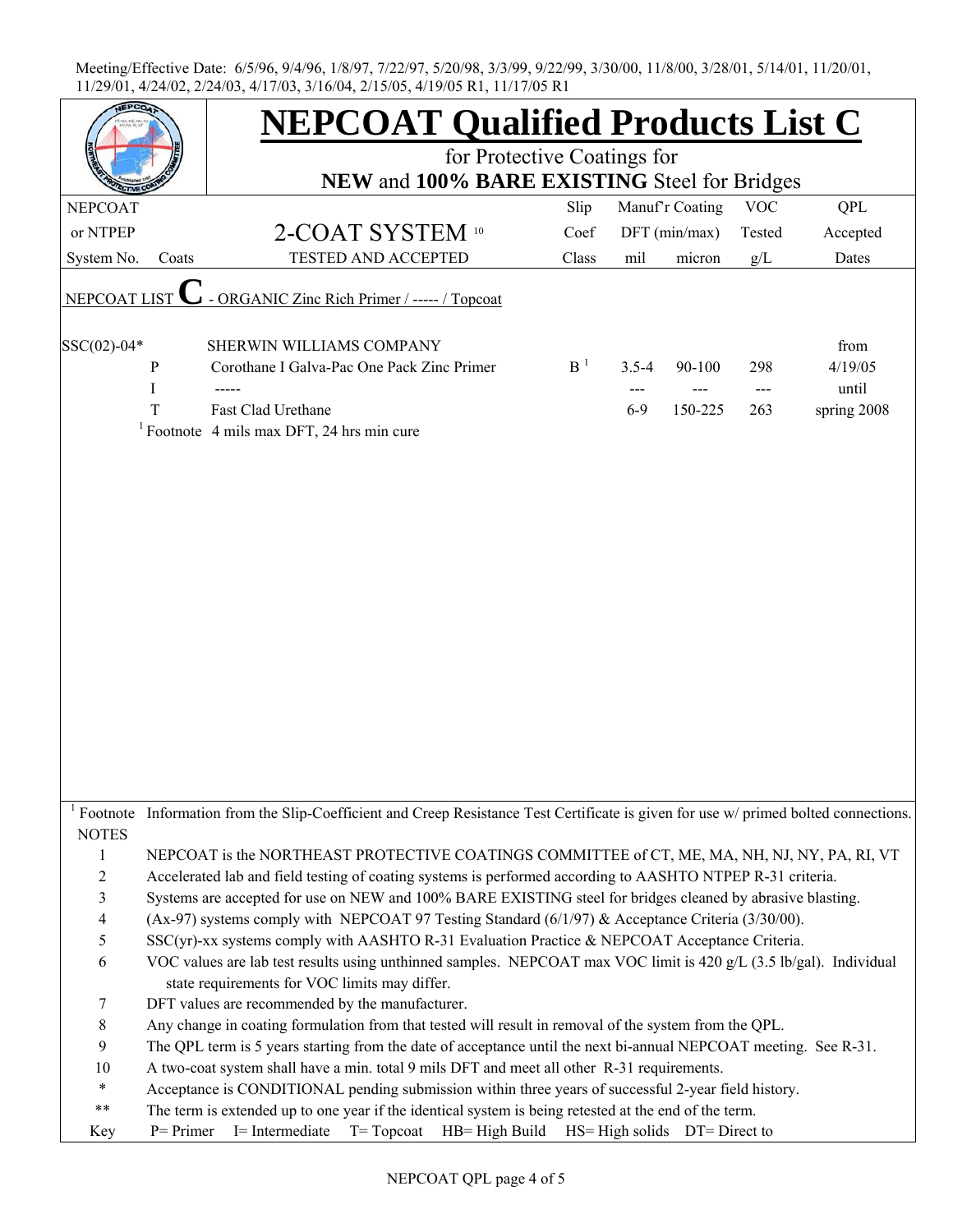Meeting/Effective Date: 6/5/96, 9/4/96, 1/8/97, 7/22/97, 5/20/98, 3/3/99, 9/22/99, 3/30/00, 11/8/00, 3/28/01, 5/14/01, 11/20/01, 11/29/01, 4/24/02, 2/24/03, 4/17/03, 3/16/04, 2/15/05, 4/19/05 R1, 11/17/05 R1

# NEPCOAT Qualified Products List C

for Protective Coatings for

**NEW** and **100% BARE EXISTING** Steel for Bridges

| NEPCOAT or NTPEP System No. | Coats | 2-COAT SYSTEM [10] TESTED AND ACCEPTED | Slip Coef Class | Manuf'r Coating DFT (min/max) mil | micron | VOC Tested g/L | QPL Accepted Dates |
|---|---|---|---|---|---|---|---|
| NEPCOAT LIST **C** - ORGANIC Zinc Rich Primer / ----- / Topcoat | | | | | | | |
| SSC(02)-04* | | SHERWIN WILLIAMS COMPANY | | | | | from |
| | P | Corothane I Galva-Pac One Pack Zinc Primer | B [1] | 3.5-4 | 90-100 | 298 | 4/19/05 |
| | I | ----- | | --- | --- | --- | until |
| | T | Fast Clad Urethane | | 6-9 | 150-225 | 263 | spring 2008 |

[1] Footnote 4 mils max DFT, 24 hrs min cure

[1] Footnote Information from the Slip-Coefficient and Creep Resistance Test Certificate is given for use w/ primed bolted connections.

NOTES

1. NEPCOAT is the NORTHEAST PROTECTIVE COATINGS COMMITTEE of CT, ME, MA, NH, NJ, NY, PA, RI, VT
2. Accelerated lab and field testing of coating systems is performed according to AASHTO NTPEP R-31 criteria.
3. Systems are accepted for use on NEW and 100% BARE EXISTING steel for bridges cleaned by abrasive blasting.
4. (Ax-97) systems comply with NEPCOAT 97 Testing Standard (6/1/97) & Acceptance Criteria (3/30/00).
5. SSC(yr)-xx systems comply with AASHTO R-31 Evaluation Practice & NEPCOAT Acceptance Criteria.
6. VOC values are lab test results using unthinned samples. NEPCOAT max VOC limit is 420 g/L (3.5 lb/gal). Individual state requirements for VOC limits may differ.
7. DFT values are recommended by the manufacturer.
8. Any change in coating formulation from that tested will result in removal of the system from the QPL.
9. The QPL term is 5 years starting from the date of acceptance until the next bi-annual NEPCOAT meeting. See R-31.
10. A two-coat system shall have a min. total 9 mils DFT and meet all other R-31 requirements.

\* Acceptance is CONDITIONAL pending submission within three years of successful 2-year field history.

\*\* The term is extended up to one year if the identical system is being retested at the end of the term.

Key P= Primer I= Intermediate T= Topcoat HB= High Build HS= High solids DT= Direct to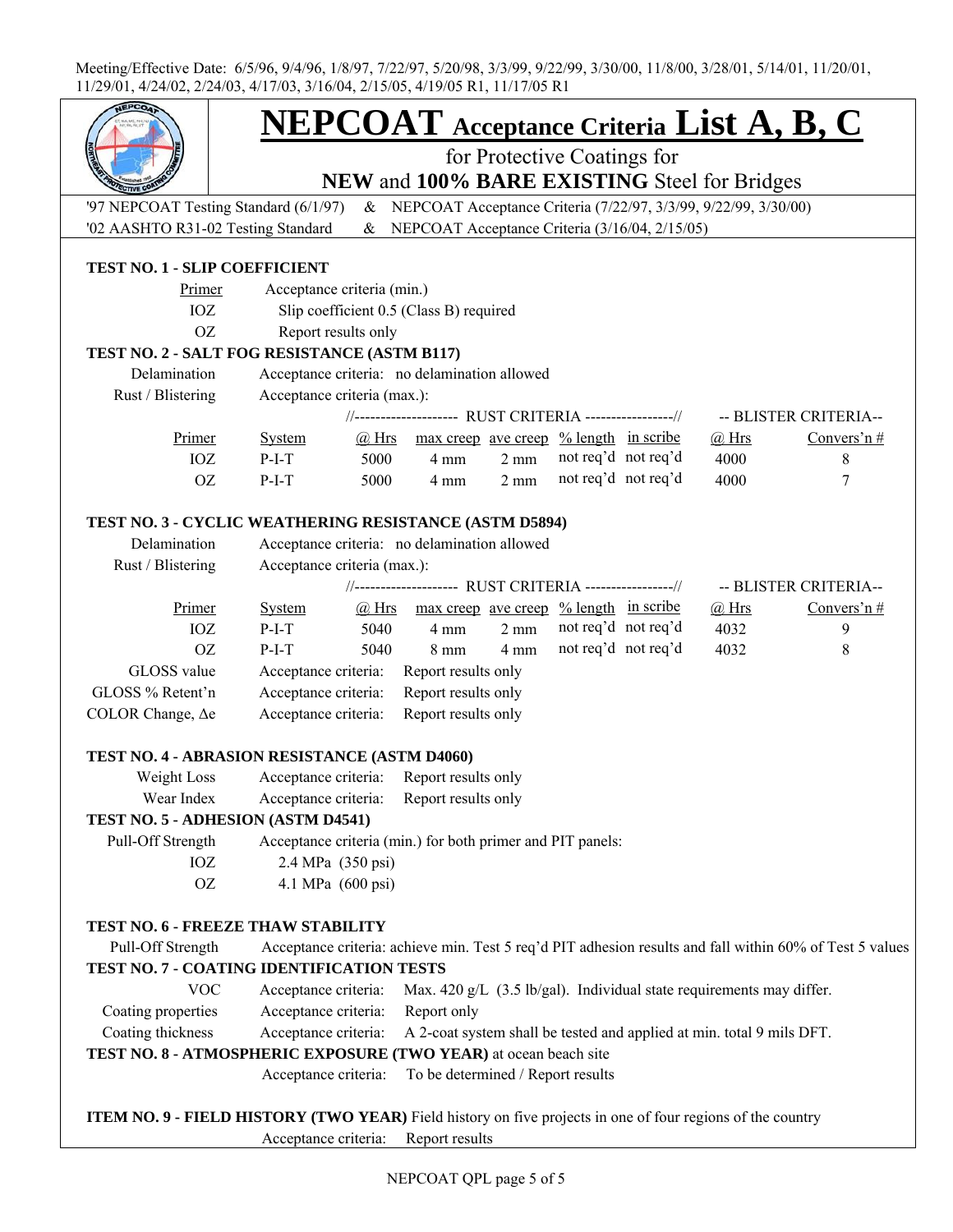Meeting/Effective Date: 6/5/96, 9/4/96, 1/8/97, 7/22/97, 5/20/98, 3/3/99, 9/22/99, 3/30/00, 11/8/00, 3/28/01, 5/14/01, 11/20/01, 11/29/01, 4/24/02, 2/24/03, 4/17/03, 3/16/04, 2/15/05, 4/19/05 R1, 11/17/05 R1

# NEPCOAT Acceptance Criteria List A, B, C

for Protective Coatings for

**NEW** and **100% BARE EXISTING** Steel for Bridges

'97 NEPCOAT Testing Standard (6/1/97) & NEPCOAT Acceptance Criteria (7/22/97, 3/3/99, 9/22/99, 3/30/00)

'02 AASHTO R31-02 Testing Standard & NEPCOAT Acceptance Criteria (3/16/04, 2/15/05)

**TEST NO. 1 - SLIP COEFFICIENT**

| Primer | Acceptance criteria (min.) |
|---|---|
| IOZ | Slip coefficient 0.5 (Class B) required |
| OZ | Report results only |

**TEST NO. 2 - SALT FOG RESISTANCE (ASTM B117)**

Delamination — Acceptance criteria: no delamination allowed

Rust / Blistering — Acceptance criteria (max.):

| | | RUST CRITERIA | | | | | BLISTER CRITERIA | |
|---|---|---|---|---|---|---|---|---|
| Primer | System | @ Hrs | max creep | ave creep | % length | in scribe | @ Hrs | Convers'n # |
| IOZ | P-I-T | 5000 | 4 mm | 2 mm | not req'd | not req'd | 4000 | 8 |
| OZ | P-I-T | 5000 | 4 mm | 2 mm | not req'd | not req'd | 4000 | 7 |

**TEST NO. 3 - CYCLIC WEATHERING RESISTANCE (ASTM D5894)**

Delamination — Acceptance criteria: no delamination allowed

Rust / Blistering — Acceptance criteria (max.):

| | | RUST CRITERIA | | | | | BLISTER CRITERIA | |
|---|---|---|---|---|---|---|---|---|
| Primer | System | @ Hrs | max creep | ave creep | % length | in scribe | @ Hrs | Convers'n # |
| IOZ | P-I-T | 5040 | 4 mm | 2 mm | not req'd | not req'd | 4032 | 9 |
| OZ | P-I-T | 5040 | 8 mm | 4 mm | not req'd | not req'd | 4032 | 8 |

GLOSS value — Acceptance criteria: Report results only

GLOSS % Retent'n — Acceptance criteria: Report results only

COLOR Change, Δe — Acceptance criteria: Report results only

**TEST NO. 4 - ABRASION RESISTANCE (ASTM D4060)**

Weight Loss — Acceptance criteria: Report results only

Wear Index — Acceptance criteria: Report results only

**TEST NO. 5 - ADHESION (ASTM D4541)**

Pull-Off Strength — Acceptance criteria (min.) for both primer and PIT panels:

- IOZ: 2.4 MPa (350 psi)
- OZ: 4.1 MPa (600 psi)

**TEST NO. 6 - FREEZE THAW STABILITY**

Pull-Off Strength — Acceptance criteria: achieve min. Test 5 req'd PIT adhesion results and fall within 60% of Test 5 values

**TEST NO. 7 - COATING IDENTIFICATION TESTS**

VOC — Acceptance criteria: Max. 420 g/L (3.5 lb/gal). Individual state requirements may differ.

Coating properties — Acceptance criteria: Report only

Coating thickness — Acceptance criteria: A 2-coat system shall be tested and applied at min. total 9 mils DFT.

**TEST NO. 8 - ATMOSPHERIC EXPOSURE (TWO YEAR)** at ocean beach site

Acceptance criteria: To be determined / Report results

**ITEM NO. 9 - FIELD HISTORY (TWO YEAR)** Field history on five projects in one of four regions of the country

Acceptance criteria: Report results